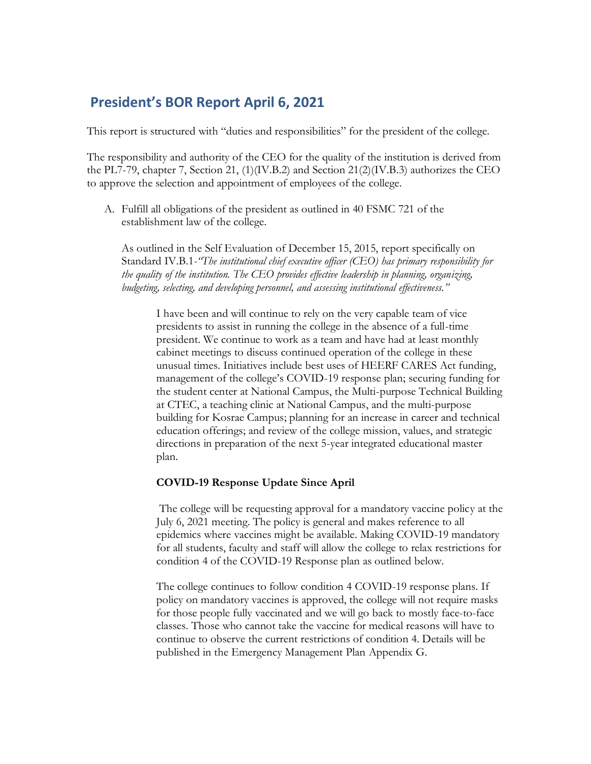# President's BOR Report April 6, 2021

This report is structured with "duties and responsibilities" for the president of the college.

The responsibility and authority of the CEO for the quality of the institution is derived from the PL7-79, chapter 7, Section 21, (1)(IV.B.2) and Section 21(2)(IV.B.3) authorizes the CEO to approve the selection and appointment of employees of the college.

A. Fulfill all obligations of the president as outlined in 40 FSMC 721 of the establishment law of the college.

   As outlined in the Self Evaluation of December 15, 2015, report specifically on Standard IV.B.1-*"The institutional chief executive officer (CEO) has primary responsibility for the quality of the institution. The CEO provides effective leadership in planning, organizing, budgeting, selecting, and developing personnel, and assessing institutional effectiveness."*

   I have been and will continue to rely on the very capable team of vice presidents to assist in running the college in the absence of a full-time president. We continue to work as a team and have had at least monthly cabinet meetings to discuss continued operation of the college in these unusual times. Initiatives include best uses of HEERF CARES Act funding, management of the college's COVID-19 response plan; securing funding for the student center at National Campus, the Multi-purpose Technical Building at CTEC, a teaching clinic at National Campus, and the multi-purpose building for Kosrae Campus; planning for an increase in career and technical education offerings; and review of the college mission, values, and strategic directions in preparation of the next 5-year integrated educational master plan.

   **COVID-19 Response Update Since April**

   The college will be requesting approval for a mandatory vaccine policy at the July 6, 2021 meeting. The policy is general and makes reference to all epidemics where vaccines might be available. Making COVID-19 mandatory for all students, faculty and staff will allow the college to relax restrictions for condition 4 of the COVID-19 Response plan as outlined below.

   The college continues to follow condition 4 COVID-19 response plans. If policy on mandatory vaccines is approved, the college will not require masks for those people fully vaccinated and we will go back to mostly face-to-face classes. Those who cannot take the vaccine for medical reasons will have to continue to observe the current restrictions of condition 4. Details will be published in the Emergency Management Plan Appendix G.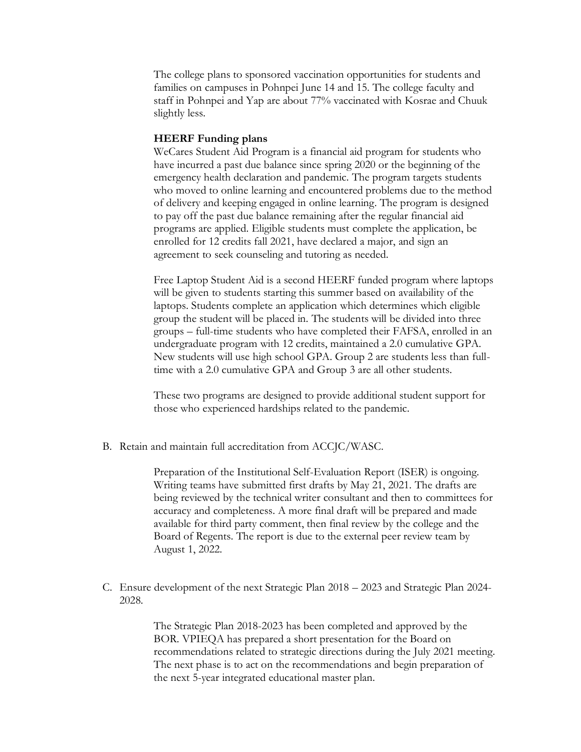The college plans to sponsored vaccination opportunities for students and families on campuses in Pohnpei June 14 and 15. The college faculty and staff in Pohnpei and Yap are about 77% vaccinated with Kosrae and Chuuk slightly less.

**HEERF Funding plans**

WeCares Student Aid Program is a financial aid program for students who have incurred a past due balance since spring 2020 or the beginning of the emergency health declaration and pandemic. The program targets students who moved to online learning and encountered problems due to the method of delivery and keeping engaged in online learning. The program is designed to pay off the past due balance remaining after the regular financial aid programs are applied. Eligible students must complete the application, be enrolled for 12 credits fall 2021, have declared a major, and sign an agreement to seek counseling and tutoring as needed.

Free Laptop Student Aid is a second HEERF funded program where laptops will be given to students starting this summer based on availability of the laptops. Students complete an application which determines which eligible group the student will be placed in. The students will be divided into three groups – full-time students who have completed their FAFSA, enrolled in an undergraduate program with 12 credits, maintained a 2.0 cumulative GPA. New students will use high school GPA. Group 2 are students less than full-time with a 2.0 cumulative GPA and Group 3 are all other students.

These two programs are designed to provide additional student support for those who experienced hardships related to the pandemic.

B. Retain and maintain full accreditation from ACCJC/WASC.

Preparation of the Institutional Self-Evaluation Report (ISER) is ongoing. Writing teams have submitted first drafts by May 21, 2021. The drafts are being reviewed by the technical writer consultant and then to committees for accuracy and completeness. A more final draft will be prepared and made available for third party comment, then final review by the college and the Board of Regents. The report is due to the external peer review team by August 1, 2022.

C. Ensure development of the next Strategic Plan 2018 – 2023 and Strategic Plan 2024-2028.

The Strategic Plan 2018-2023 has been completed and approved by the BOR. VPIEQA has prepared a short presentation for the Board on recommendations related to strategic directions during the July 2021 meeting. The next phase is to act on the recommendations and begin preparation of the next 5-year integrated educational master plan.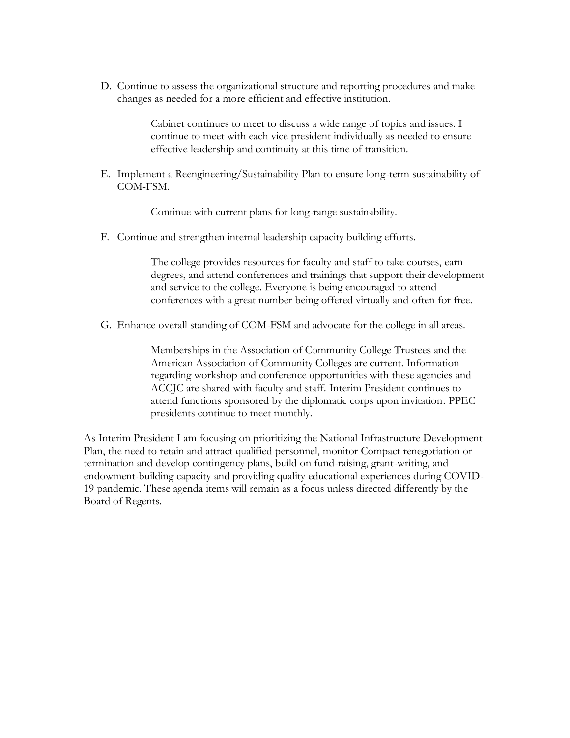D. Continue to assess the organizational structure and reporting procedures and make changes as needed for a more efficient and effective institution.

   Cabinet continues to meet to discuss a wide range of topics and issues. I continue to meet with each vice president individually as needed to ensure effective leadership and continuity at this time of transition.

E. Implement a Reengineering/Sustainability Plan to ensure long-term sustainability of COM-FSM.

   Continue with current plans for long-range sustainability.

F. Continue and strengthen internal leadership capacity building efforts.

   The college provides resources for faculty and staff to take courses, earn degrees, and attend conferences and trainings that support their development and service to the college. Everyone is being encouraged to attend conferences with a great number being offered virtually and often for free.

G. Enhance overall standing of COM-FSM and advocate for the college in all areas.

   Memberships in the Association of Community College Trustees and the American Association of Community Colleges are current. Information regarding workshop and conference opportunities with these agencies and ACCJC are shared with faculty and staff. Interim President continues to attend functions sponsored by the diplomatic corps upon invitation. PPEC presidents continue to meet monthly.

As Interim President I am focusing on prioritizing the National Infrastructure Development Plan, the need to retain and attract qualified personnel, monitor Compact renegotiation or termination and develop contingency plans, build on fund-raising, grant-writing, and endowment-building capacity and providing quality educational experiences during COVID-19 pandemic. These agenda items will remain as a focus unless directed differently by the Board of Regents.